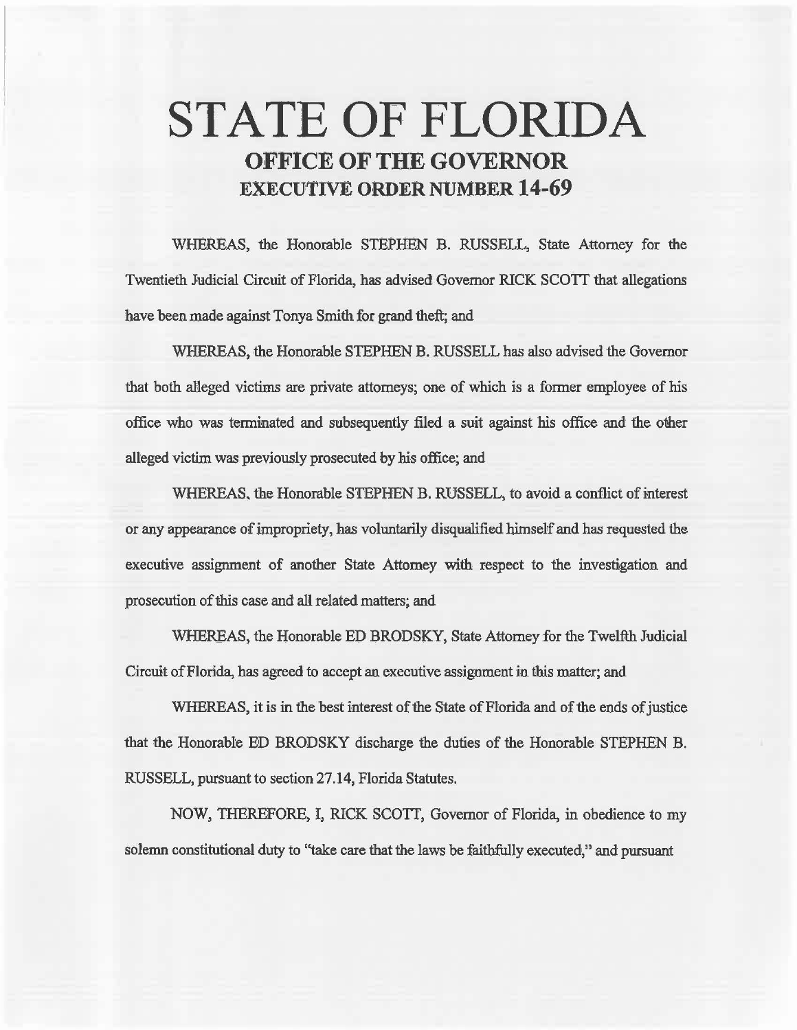# STATE OF FLORIDA

## OFFICE OF THE GOVERNOR

## EXECUTIVE ORDER NUMBER 14-69

WHEREAS, the Honorable STEPHEN B. RUSSELL, State Attorney for the Twentieth Judicial Circuit of Florida, has advised Governor RICK SCOTT that allegations have been made against Tonya Smith for grand theft; and

WHEREAS, the Honorable STEPHEN B. RUSSELL has also advised the Governor that both alleged victims are private attorneys; one of which is a former employee of his office who was terminated and subsequently filed a suit against his office and the other alleged victim was previously prosecuted by his office; and

WHEREAS, the Honorable STEPHEN B. RUSSELL, to avoid a conflict of interest or any appearance of impropriety, has voluntarily disqualified himself and has requested the executive assignment of another State Attorney with respect to the investigation and prosecution of this case and all related matters; and

WHEREAS, the Honorable ED BRODSKY, State Attorney for the Twelfth Judicial Circuit of Florida, has agreed to accept an executive assignment in this matter; and

WHEREAS, it is in the best interest of the State of Florida and of the ends of justice that the Honorable ED BRODSKY discharge the duties of the Honorable STEPHEN B. RUSSELL, pursuant to section 27.14, Florida Statutes.

NOW, THEREFORE, I, RICK SCOTT, Governor of Florida, in obedience to my solemn constitutional duty to "take care that the laws be faithfully executed," and pursuant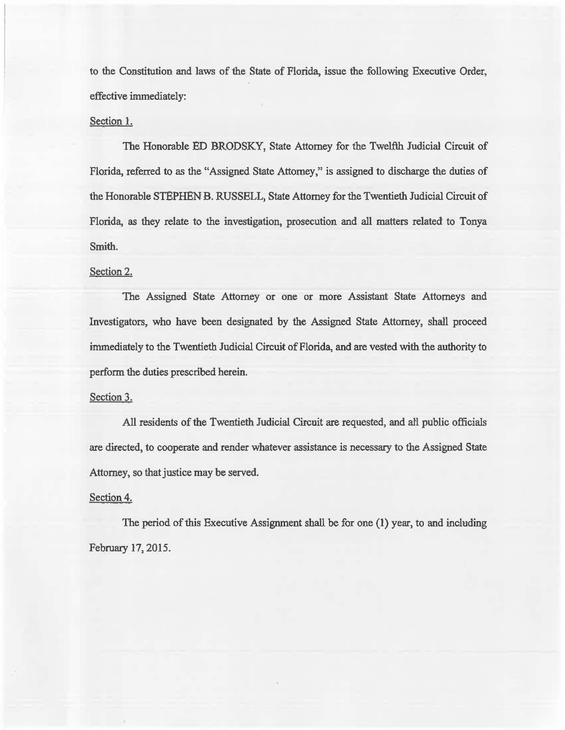to the Constitution and laws of the State of Florida, issue the following Executive Order, effective immediately:

Section 1.

The Honorable ED BRODSKY, State Attorney for the Twelfth Judicial Circuit of Florida, referred to as the "Assigned State Attorney," is assigned to discharge the duties of the Honorable STEPHEN B. RUSSELL, State Attorney for the Twentieth Judicial Circuit of Florida, as they relate to the investigation, prosecution and all matters related to Tonya Smith.

Section 2.

The Assigned State Attorney or one or more Assistant State Attorneys and Investigators, who have been designated by the Assigned State Attorney, shall proceed immediately to the Twentieth Judicial Circuit of Florida, and are vested with the authority to perform the duties prescribed herein.

Section 3.

All residents of the Twentieth Judicial Circuit are requested, and all public officials are directed, to cooperate and render whatever assistance is necessary to the Assigned State Attorney, so that justice may be served.

Section 4.

The period of this Executive Assignment shall be for one (1) year, to and including February 17, 2015.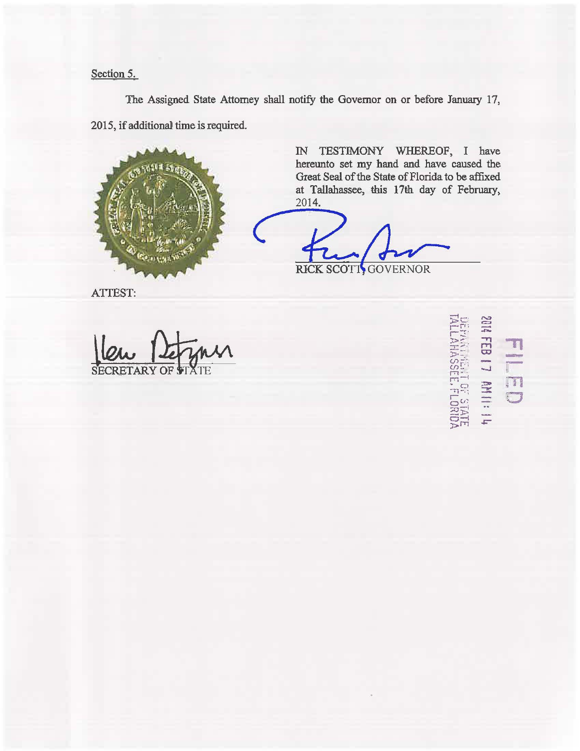Section 5.

The Assigned State Attorney shall notify the Governor on or before January 17, 2015, if additional time is required.

IN TESTIMONY WHEREOF, I have hereunto set my hand and have caused the Great Seal of the State of Florida to be affixed at Tallahassee, this 17th day of February, 2014.

RICK SCOTT, GOVERNOR

ATTEST:

SECRETARY OF STATE

FILED

2014 FEB 17 AM 11: 14

DEPARTMENT OF STATE
TALLAHASSEE, FLORIDA